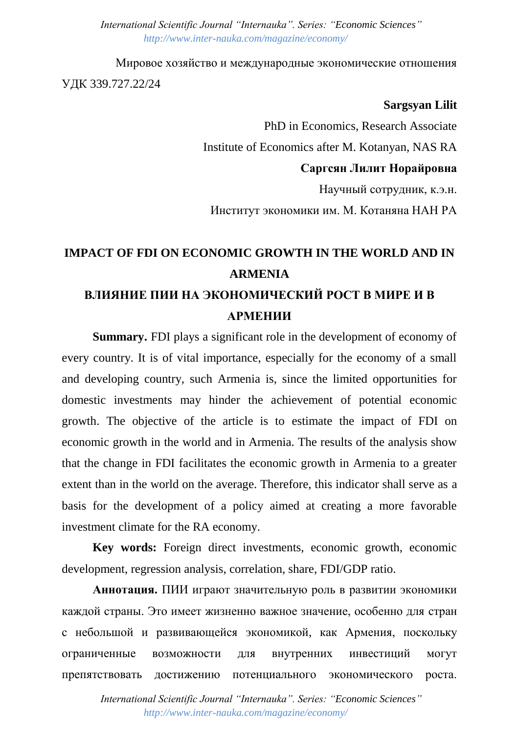Мировое хозяйство и международные экономические отношения

УДК 339.727.22/24

**Sargsyan Lilit**

PhD in Economics, Research Associate

Institute of Economics after M. Kotanyan, NAS RA

**Саргсян Лилит Норайровна**

Научный сотрудник, к.э.н.

Институт экономики им. М. Котаняна НАН РА

# IMPACT OF FDI ON ECONOMIC GROWTH IN THE WORLD AND IN ARMENIA

# ВЛИЯНИЕ ПИИ НА ЭКОНОМИЧЕСКИЙ РОСТ В МИРЕ И В АРМЕНИИ

**Summary.** FDI plays a significant role in the development of economy of every country. It is of vital importance, especially for the economy of a small and developing country, such Armenia is, since the limited opportunities for domestic investments may hinder the achievement of potential economic growth. The objective of the article is to estimate the impact of FDI on economic growth in the world and in Armenia. The results of the analysis show that the change in FDI facilitates the economic growth in Armenia to a greater extent than in the world on the average. Therefore, this indicator shall serve as a basis for the development of a policy aimed at creating a more favorable investment climate for the RA economy.

**Key words:** Foreign direct investments, economic growth, economic development, regression analysis, correlation, share, FDI/GDP ratio.

**Аннотация.** ПИИ играют значительную роль в развитии экономики каждой страны. Это имеет жизненно важное значение, особенно для стран с небольшой и развивающейся экономикой, как Армения, поскольку ограниченные возможности для внутренних инвестиций могут препятствовать достижению потенциального экономического роста.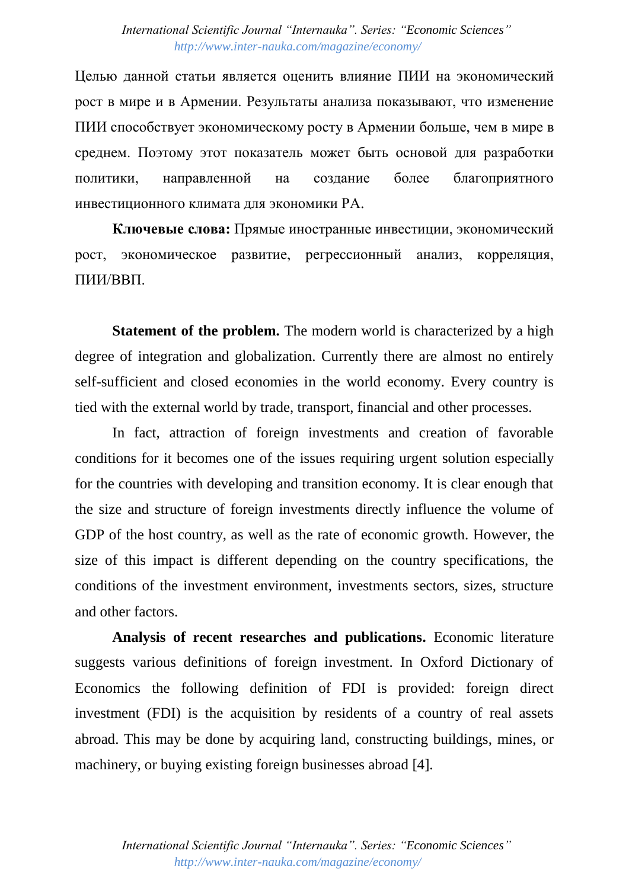Целью данной статьи является оценить влияние ПИИ на экономический рост в мире и в Армении. Результаты анализа показывают, что изменение ПИИ способствует экономическому росту в Армении больше, чем в мире в среднем. Поэтому этот показатель может быть основой для разработки политики, направленной на создание более благоприятного инвестиционного климата для экономики РА.

**Ключевые слова:** Прямые иностранные инвестиции, экономический рост, экономическое развитие, регрессионный анализ, корреляция, ПИИ/ВВП.

**Statement of the problem.** The modern world is characterized by a high degree of integration and globalization. Currently there are almost no entirely self-sufficient and closed economies in the world economy. Every country is tied with the external world by trade, transport, financial and other processes.

In fact, attraction of foreign investments and creation of favorable conditions for it becomes one of the issues requiring urgent solution especially for the countries with developing and transition economy. It is clear enough that the size and structure of foreign investments directly influence the volume of GDP of the host country, as well as the rate of economic growth. However, the size of this impact is different depending on the country specifications, the conditions of the investment environment, investments sectors, sizes, structure and other factors.

**Analysis of recent researches and publications.** Economic literature suggests various definitions of foreign investment. In Oxford Dictionary of Economics the following definition of FDI is provided: foreign direct investment (FDI) is the acquisition by residents of a country of real assets abroad. This may be done by acquiring land, constructing buildings, mines, or machinery, or buying existing foreign businesses abroad [4].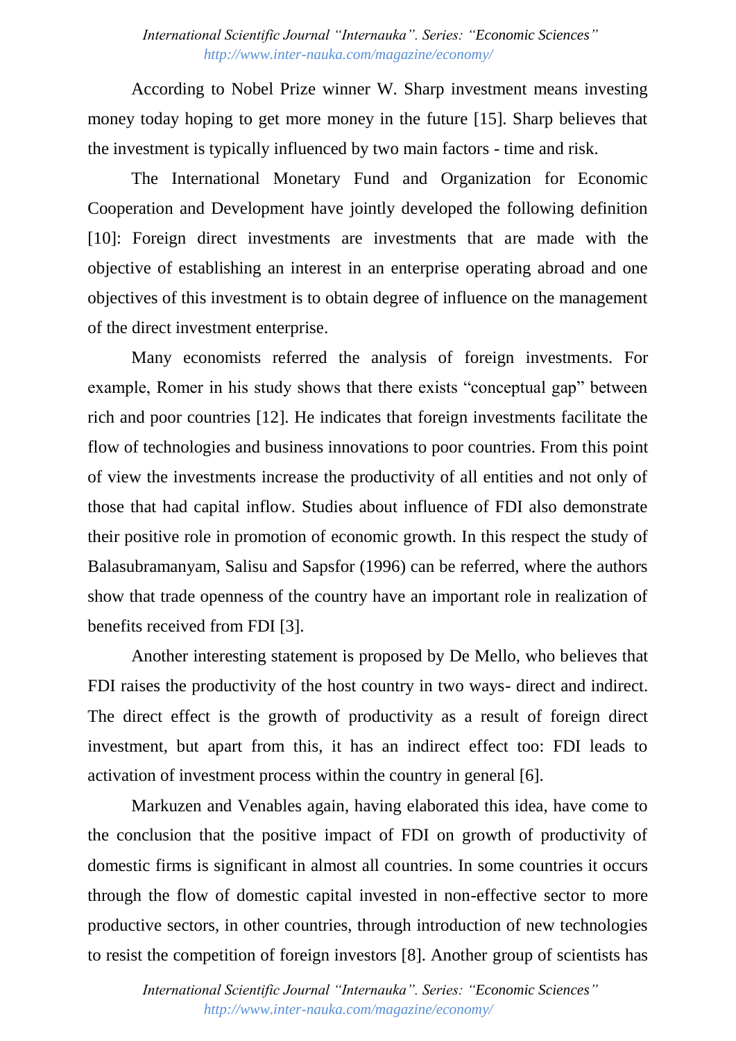According to Nobel Prize winner W. Sharp investment means investing money today hoping to get more money in the future [15]. Sharp believes that the investment is typically influenced by two main factors - time and risk.

The International Monetary Fund and Organization for Economic Cooperation and Development have jointly developed the following definition [10]: Foreign direct investments are investments that are made with the objective of establishing an interest in an enterprise operating abroad and one objectives of this investment is to obtain degree of influence on the management of the direct investment enterprise.

Many economists referred the analysis of foreign investments. For example, Romer in his study shows that there exists "conceptual gap" between rich and poor countries [12]. He indicates that foreign investments facilitate the flow of technologies and business innovations to poor countries. From this point of view the investments increase the productivity of all entities and not only of those that had capital inflow. Studies about influence of FDI also demonstrate their positive role in promotion of economic growth. In this respect the study of Balasubramanyam, Salisu and Sapsfor (1996) can be referred, where the authors show that trade openness of the country have an important role in realization of benefits received from FDI [3].

Another interesting statement is proposed by De Mello, who believes that FDI raises the productivity of the host country in two ways- direct and indirect. The direct effect is the growth of productivity as a result of foreign direct investment, but apart from this, it has an indirect effect too: FDI leads to activation of investment process within the country in general [6].

Markuzen and Venables again, having elaborated this idea, have come to the conclusion that the positive impact of FDI on growth of productivity of domestic firms is significant in almost all countries. In some countries it occurs through the flow of domestic capital invested in non-effective sector to more productive sectors, in other countries, through introduction of new technologies to resist the competition of foreign investors [8]. Another group of scientists has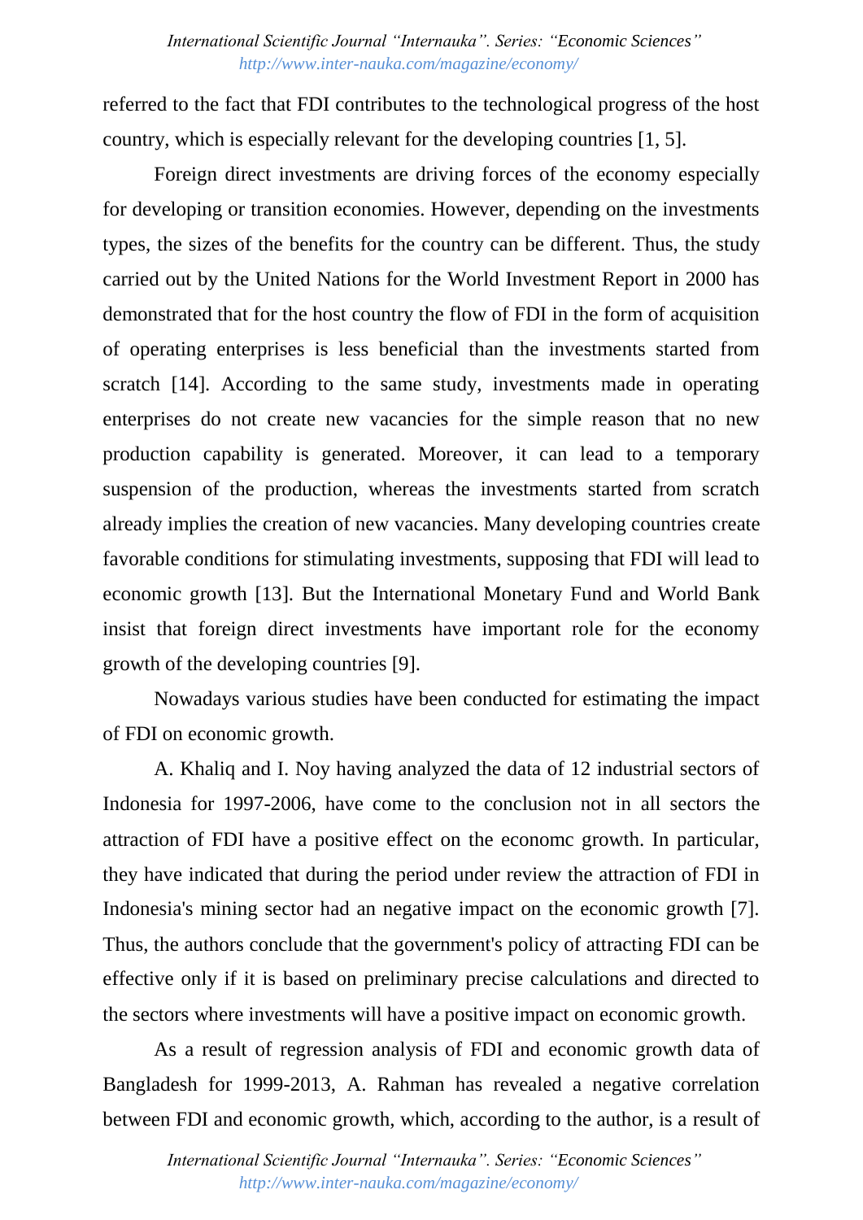referred to the fact that FDI contributes to the technological progress of the host country, which is especially relevant for the developing countries [1, 5].

Foreign direct investments are driving forces of the economy especially for developing or transition economies. However, depending on the investments types, the sizes of the benefits for the country can be different. Thus, the study carried out by the United Nations for the World Investment Report in 2000 has demonstrated that for the host country the flow of FDI in the form of acquisition of operating enterprises is less beneficial than the investments started from scratch [14]. According to the same study, investments made in operating enterprises do not create new vacancies for the simple reason that no new production capability is generated. Moreover, it can lead to a temporary suspension of the production, whereas the investments started from scratch already implies the creation of new vacancies. Many developing countries create favorable conditions for stimulating investments, supposing that FDI will lead to economic growth [13]. But the International Monetary Fund and World Bank insist that foreign direct investments have important role for the economy growth of the developing countries [9].

Nowadays various studies have been conducted for estimating the impact of FDI on economic growth.

A. Khaliq and I. Noy having analyzed the data of 12 industrial sectors of Indonesia for 1997-2006, have come to the conclusion not in all sectors the attraction of FDI have a positive effect on the economc growth. In particular, they have indicated that during the period under review the attraction of FDI in Indonesia's mining sector had an negative impact on the economic growth [7]. Thus, the authors conclude that the government's policy of attracting FDI can be effective only if it is based on preliminary precise calculations and directed to the sectors where investments will have a positive impact on economic growth.

As a result of regression analysis of FDI and economic growth data of Bangladesh for 1999-2013, A. Rahman has revealed a negative correlation between FDI and economic growth, which, according to the author, is a result of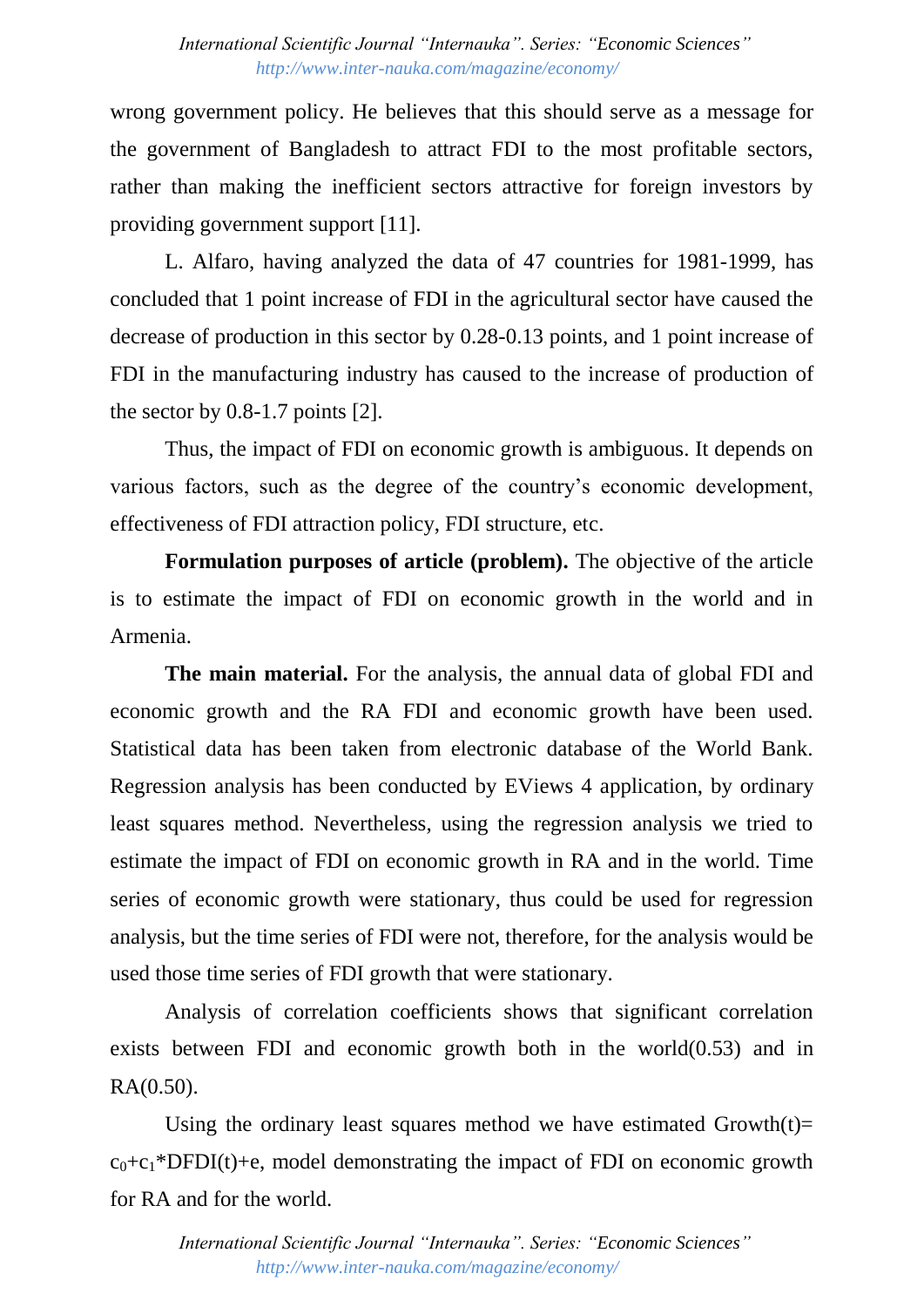wrong government policy. He believes that this should serve as a message for the government of Bangladesh to attract FDI to the most profitable sectors, rather than making the inefficient sectors attractive for foreign investors by providing government support [11].

L. Alfaro, having analyzed the data of 47 countries for 1981-1999, has concluded that 1 point increase of FDI in the agricultural sector have caused the decrease of production in this sector by 0.28-0.13 points, and 1 point increase of FDI in the manufacturing industry has caused to the increase of production of the sector by 0.8-1.7 points [2].

Thus, the impact of FDI on economic growth is ambiguous. It depends on various factors, such as the degree of the country's economic development, effectiveness of FDI attraction policy, FDI structure, etc.

**Formulation purposes of article (problem).** The objective of the article is to estimate the impact of FDI on economic growth in the world and in Armenia.

**The main material.** For the analysis, the annual data of global FDI and economic growth and the RA FDI and economic growth have been used. Statistical data has been taken from electronic database of the World Bank. Regression analysis has been conducted by EViews 4 application, by ordinary least squares method. Nevertheless, using the regression analysis we tried to estimate the impact of FDI on economic growth in RA and in the world. Time series of economic growth were stationary, thus could be used for regression analysis, but the time series of FDI were not, therefore, for the analysis would be used those time series of FDI growth that were stationary.

Analysis of correlation coefficients shows that significant correlation exists between FDI and economic growth both in the world(0.53) and in RA(0.50).

Using the ordinary least squares method we have estimated $Growth(t)= c_0+c_1*DFDI(t)+e$, model demonstrating the impact of FDI on economic growth for RA and for the world.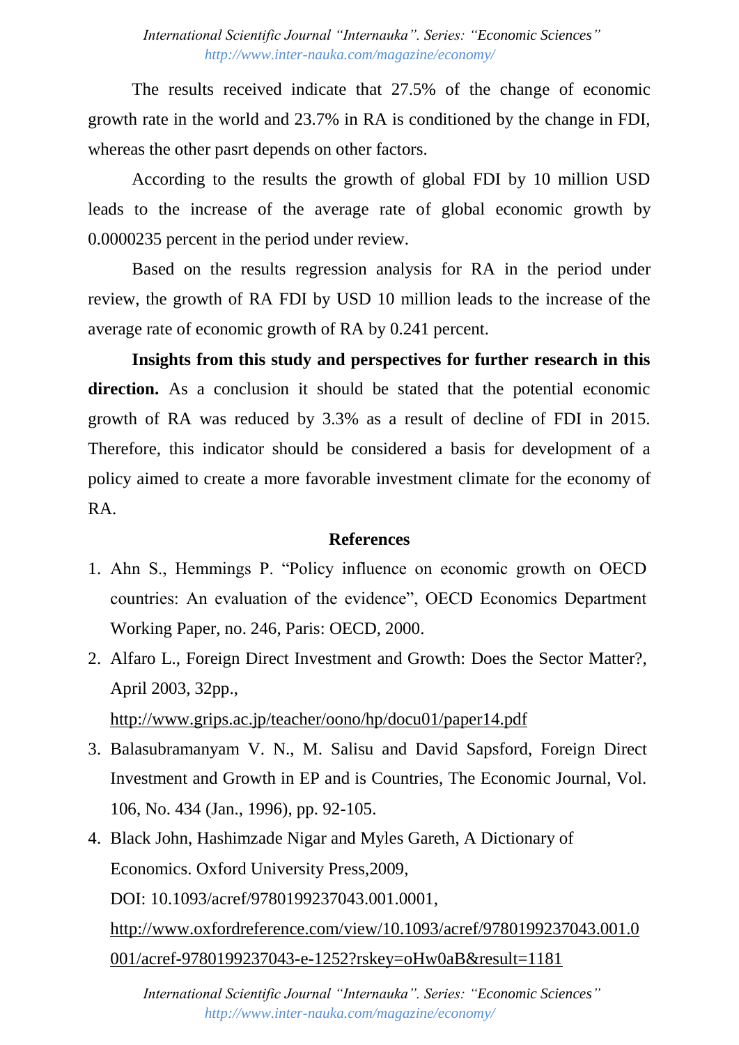The results received indicate that 27.5% of the change of economic growth rate in the world and 23.7% in RA is conditioned by the change in FDI, whereas the other pasrt depends on other factors.

According to the results the growth of global FDI by 10 million USD leads to the increase of the average rate of global economic growth by 0.0000235 percent in the period under review.

Based on the results regression analysis for RA in the period under review, the growth of RA FDI by USD 10 million leads to the increase of the average rate of economic growth of RA by 0.241 percent.

**Insights from this study and perspectives for further research in this direction.** As a conclusion it should be stated that the potential economic growth of RA was reduced by 3.3% as a result of decline of FDI in 2015. Therefore, this indicator should be considered a basis for development of a policy aimed to create a more favorable investment climate for the economy of RA.

## References

1. Ahn S., Hemmings P. "Policy influence on economic growth on OECD countries: An evaluation of the evidence", OECD Economics Department Working Paper, no. 246, Paris: OECD, 2000.
2. Alfaro L., Foreign Direct Investment and Growth: Does the Sector Matter?, April 2003, 32pp., http://www.grips.ac.jp/teacher/oono/hp/docu01/paper14.pdf
3. Balasubramanyam V. N., M. Salisu and David Sapsford, Foreign Direct Investment and Growth in EP and is Countries, The Economic Journal, Vol. 106, No. 434 (Jan., 1996), pp. 92-105.
4. Black John, Hashimzade Nigar and Myles Gareth, A Dictionary of Economics. Oxford University Press,2009, DOI: 10.1093/acref/9780199237043.001.0001, http://www.oxfordreference.com/view/10.1093/acref/9780199237043.001.0001/acref-9780199237043-e-1252?rskey=oHw0aB&result=1181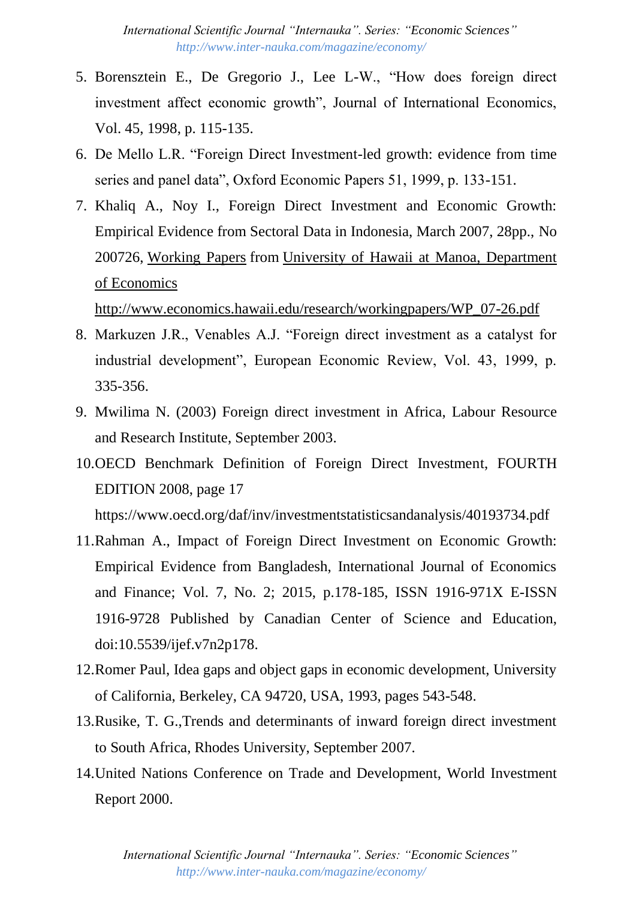5. Borensztein E., De Gregorio J., Lee L-W., "How does foreign direct investment affect economic growth", Journal of International Economics, Vol. 45, 1998, p. 115-135.
6. De Mello L.R. "Foreign Direct Investment-led growth: evidence from time series and panel data", Oxford Economic Papers 51, 1999, p. 133-151.
7. Khaliq A., Noy I., Foreign Direct Investment and Economic Growth: Empirical Evidence from Sectoral Data in Indonesia, March 2007, 28pp., No 200726, Working Papers from University of Hawaii at Manoa, Department of Economics http://www.economics.hawaii.edu/research/workingpapers/WP_07-26.pdf
8. Markuzen J.R., Venables A.J. "Foreign direct investment as a catalyst for industrial development", European Economic Review, Vol. 43, 1999, p. 335-356.
9. Mwilima N. (2003) Foreign direct investment in Africa, Labour Resource and Research Institute, September 2003.
10. OECD Benchmark Definition of Foreign Direct Investment, FOURTH EDITION 2008, page 17 https://www.oecd.org/daf/inv/investmentstatisticsandanalysis/40193734.pdf
11. Rahman A., Impact of Foreign Direct Investment on Economic Growth: Empirical Evidence from Bangladesh, International Journal of Economics and Finance; Vol. 7, No. 2; 2015, p.178-185, ISSN 1916-971X E-ISSN 1916-9728 Published by Canadian Center of Science and Education, doi:10.5539/ijef.v7n2p178.
12. Romer Paul, Idea gaps and object gaps in economic development, University of California, Berkeley, CA 94720, USA, 1993, pages 543-548.
13. Rusike, T. G.,Trends and determinants of inward foreign direct investment to South Africa, Rhodes University, September 2007.
14. United Nations Conference on Trade and Development, World Investment Report 2000.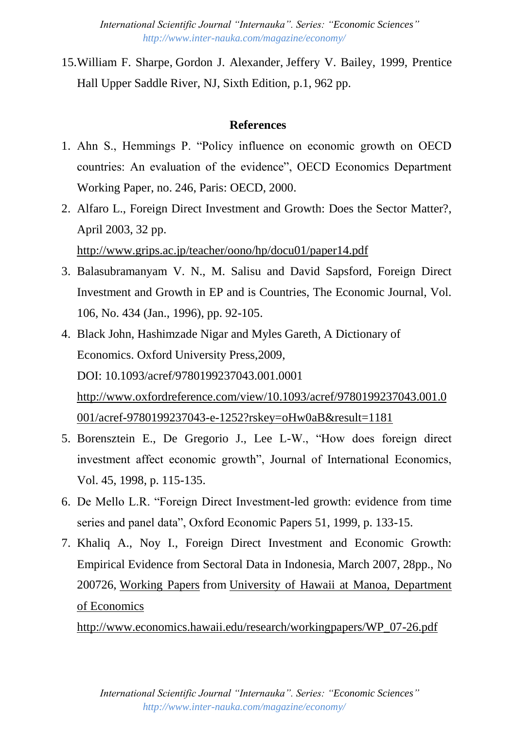15. William F. Sharpe, Gordon J. Alexander, Jeffery V. Bailey, 1999, Prentice Hall Upper Saddle River, NJ, Sixth Edition, p.1, 962 pp.

**References**

1. Ahn S., Hemmings P. "Policy influence on economic growth on OECD countries: An evaluation of the evidence", OECD Economics Department Working Paper, no. 246, Paris: OECD, 2000.
2. Alfaro L., Foreign Direct Investment and Growth: Does the Sector Matter?, April 2003, 32 pp.
   http://www.grips.ac.jp/teacher/oono/hp/docu01/paper14.pdf
3. Balasubramanyam V. N., M. Salisu and David Sapsford, Foreign Direct Investment and Growth in EP and is Countries, The Economic Journal, Vol. 106, No. 434 (Jan., 1996), pp. 92-105.
4. Black John, Hashimzade Nigar and Myles Gareth, A Dictionary of Economics. Oxford University Press,2009,
   DOI: 10.1093/acref/9780199237043.001.0001
   http://www.oxfordreference.com/view/10.1093/acref/9780199237043.001.0001/acref-9780199237043-e-1252?rskey=oHw0aB&result=1181
5. Borensztein E., De Gregorio J., Lee L-W., "How does foreign direct investment affect economic growth", Journal of International Economics, Vol. 45, 1998, p. 115-135.
6. De Mello L.R. "Foreign Direct Investment-led growth: evidence from time series and panel data", Oxford Economic Papers 51, 1999, p. 133-15.
7. Khaliq A., Noy I., Foreign Direct Investment and Economic Growth: Empirical Evidence from Sectoral Data in Indonesia, March 2007, 28pp., No 200726, Working Papers from University of Hawaii at Manoa, Department of Economics
   http://www.economics.hawaii.edu/research/workingpapers/WP_07-26.pdf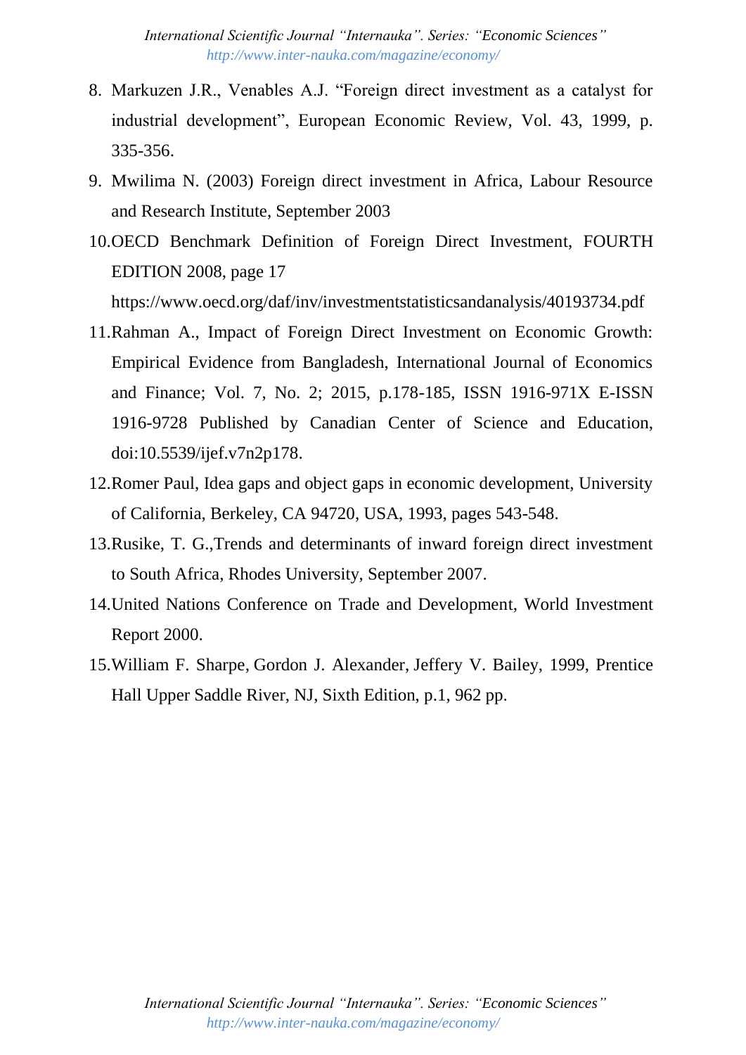8. Markuzen J.R., Venables A.J. "Foreign direct investment as a catalyst for industrial development", European Economic Review, Vol. 43, 1999, p. 335-356.
9. Mwilima N. (2003) Foreign direct investment in Africa, Labour Resource and Research Institute, September 2003
10. OECD Benchmark Definition of Foreign Direct Investment, FOURTH EDITION 2008, page 17 https://www.oecd.org/daf/inv/investmentstatisticsandanalysis/40193734.pdf
11. Rahman A., Impact of Foreign Direct Investment on Economic Growth: Empirical Evidence from Bangladesh, International Journal of Economics and Finance; Vol. 7, No. 2; 2015, p.178-185, ISSN 1916-971X E-ISSN 1916-9728 Published by Canadian Center of Science and Education, doi:10.5539/ijef.v7n2p178.
12. Romer Paul, Idea gaps and object gaps in economic development, University of California, Berkeley, CA 94720, USA, 1993, pages 543-548.
13. Rusike, T. G.,Trends and determinants of inward foreign direct investment to South Africa, Rhodes University, September 2007.
14. United Nations Conference on Trade and Development, World Investment Report 2000.
15. William F. Sharpe, Gordon J. Alexander, Jeffery V. Bailey, 1999, Prentice Hall Upper Saddle River, NJ, Sixth Edition, p.1, 962 pp.